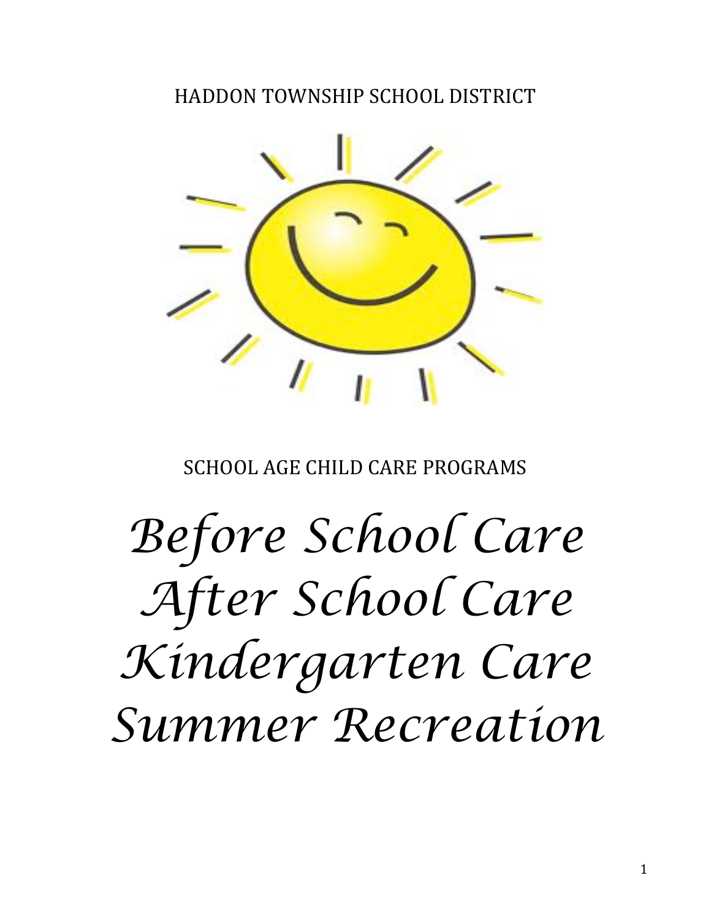HADDON TOWNSHIP SCHOOL DISTRICT

SCHOOL AGE CHILD CARE PROGRAMS

# *Before School Care*
# *After School Care*
# *Kindergarten Care*
# *Summer Recreation*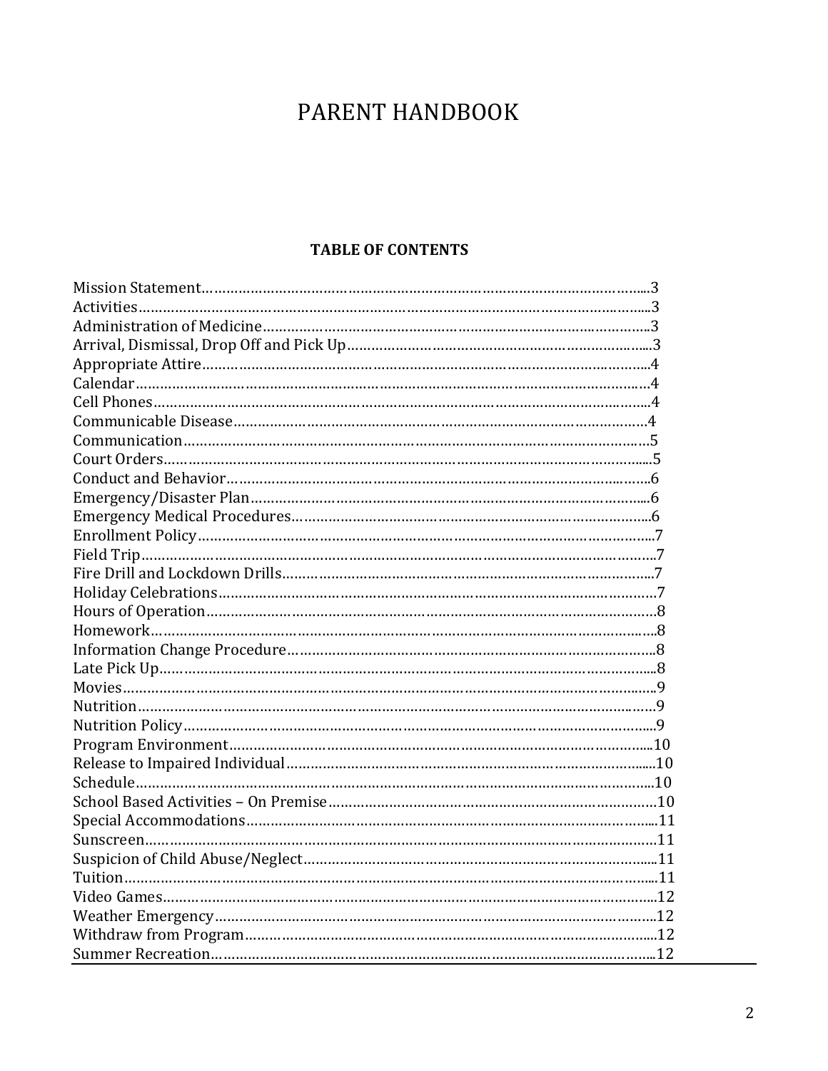# PARENT HANDBOOK

**TABLE OF CONTENTS**

Mission Statement……………………………………………………………………………………………...3
Activities…………………………………………………………………………………………………….…...3
Administration of Medicine…………………………………………………………………….……….….3
Arrival, Dismissal, Drop Off and Pick Up……………………………………………………….……...3
Appropriate Attire…………………………………………………………………………………….………..4
Calendar………………………………………………………………………………………………………..…4
Cell Phones……………………………………………………………………………………………….……..4
Communicable Disease…………………………………………………………………………………….…4
Communication………………………………………………………………………………………………...5
Court Orders…………………………………………………………………………………………………....5
Conduct and Behavior…………………………………………………………………………….…….…..6
Emergency/Disaster Plan……………………………………………………………………………….…...6
Emergency Medical Procedures……………………………………………………………………….…..6
Enrollment Policy…………………………………………………………………………………….………..7
Field Trip…………………………………………………………………………………………………….…..7
Fire Drill and Lockdown Drills……………………………………………………………………….……..7
Holiday Celebrations…………………………………………………………………………………….……7
Hours of Operation………………………………………………………………………………………….…8
Homework…………………………………………………………………………………………….………….8
Information Change Procedure………………………………………………………………………….…8
Late Pick Up…………………………………………………………………………………………………....8
Movies…………………………………………………………………………………………………….……...9
Nutrition…………………………………………………………………………………………………….…...9
Nutrition Policy…………………………………………………………………………………………….…...9
Program Environment……………………………………………………………………………………....10
Release to Impaired Individual……………………………………………………………………….…....10
Schedule…………………………………………………………………………………………………….…..10
School Based Activities – On Premise……………………………………………………………….…..10
Special Accommodations……………………………………………………………………………….…..11
Sunscreen……………………………………………………………………………………………………….11
Suspicion of Child Abuse/Neglect……………………………………………………………………......11
Tuition…………………………………………………………………………………………………………...11
Video Games…………………………………………………………………………………………………...12
Weather Emergency…………………………………………………………………………………………..12
Withdraw from Program……………………………………………………………………………………..12
Summer Recreation…………………………………………………………………………………………...12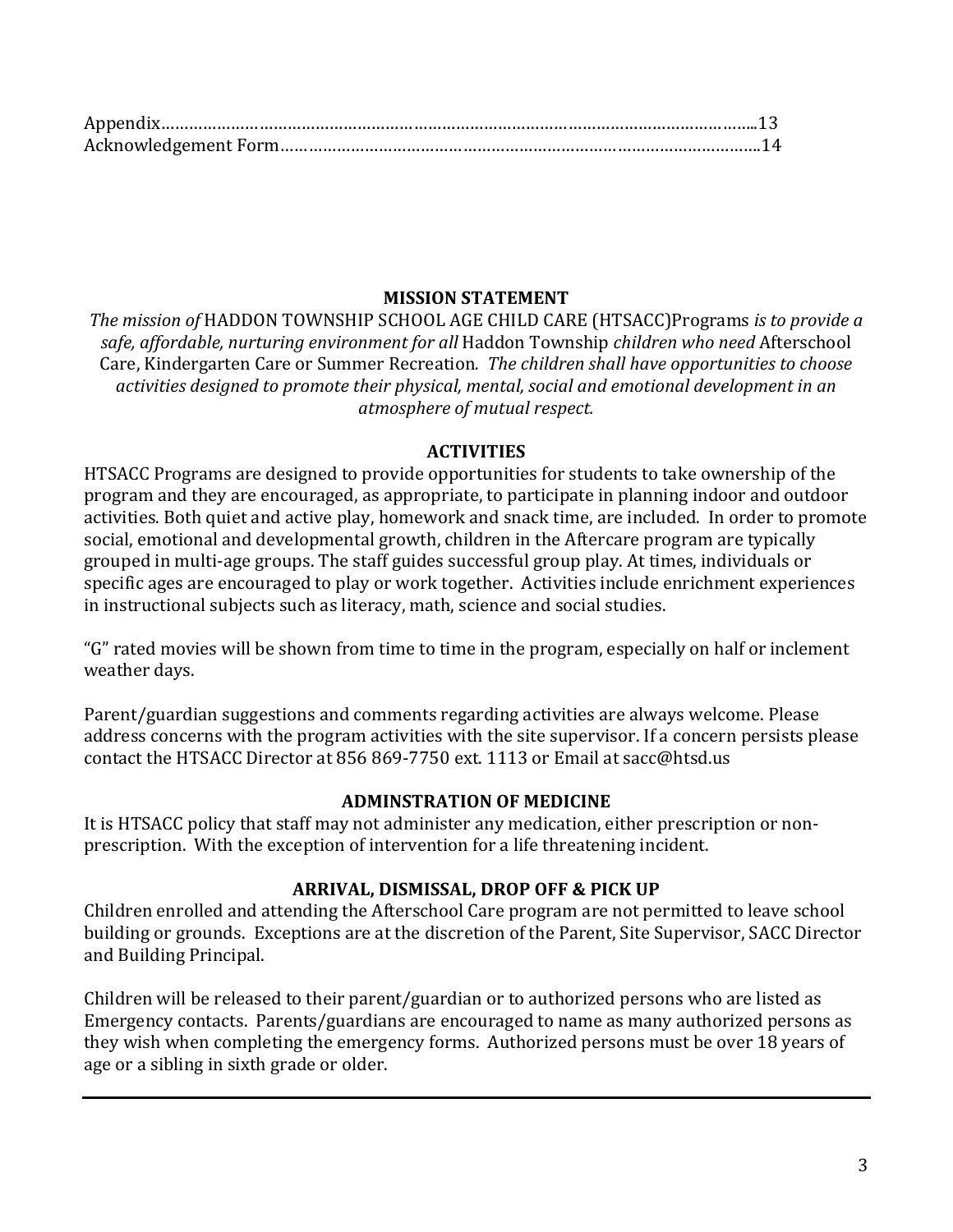Appendix…………………………………………………………………………………………………………..13
Acknowledgement Form……………………………………………………………………………………..14

## MISSION STATEMENT

*The mission of* HADDON TOWNSHIP SCHOOL AGE CHILD CARE (HTSACC)Programs *is to provide a safe, affordable, nurturing environment for all* Haddon Township *children who need* Afterschool Care, Kindergarten Care or Summer Recreation*. The children shall have opportunities to choose activities designed to promote their physical, mental, social and emotional development in an atmosphere of mutual respect.*

## ACTIVITIES

HTSACC Programs are designed to provide opportunities for students to take ownership of the program and they are encouraged, as appropriate, to participate in planning indoor and outdoor activities. Both quiet and active play, homework and snack time, are included. In order to promote social, emotional and developmental growth, children in the Aftercare program are typically grouped in multi-age groups. The staff guides successful group play. At times, individuals or specific ages are encouraged to play or work together. Activities include enrichment experiences in instructional subjects such as literacy, math, science and social studies.

"G" rated movies will be shown from time to time in the program, especially on half or inclement weather days.

Parent/guardian suggestions and comments regarding activities are always welcome. Please address concerns with the program activities with the site supervisor. If a concern persists please contact the HTSACC Director at 856 869-7750 ext. 1113 or Email at sacc@htsd.us

## ADMINSTRATION OF MEDICINE

It is HTSACC policy that staff may not administer any medication, either prescription or non-prescription. With the exception of intervention for a life threatening incident.

## ARRIVAL, DISMISSAL, DROP OFF & PICK UP

Children enrolled and attending the Afterschool Care program are not permitted to leave school building or grounds. Exceptions are at the discretion of the Parent, Site Supervisor, SACC Director and Building Principal.

Children will be released to their parent/guardian or to authorized persons who are listed as Emergency contacts. Parents/guardians are encouraged to name as many authorized persons as they wish when completing the emergency forms. Authorized persons must be over 18 years of age or a sibling in sixth grade or older.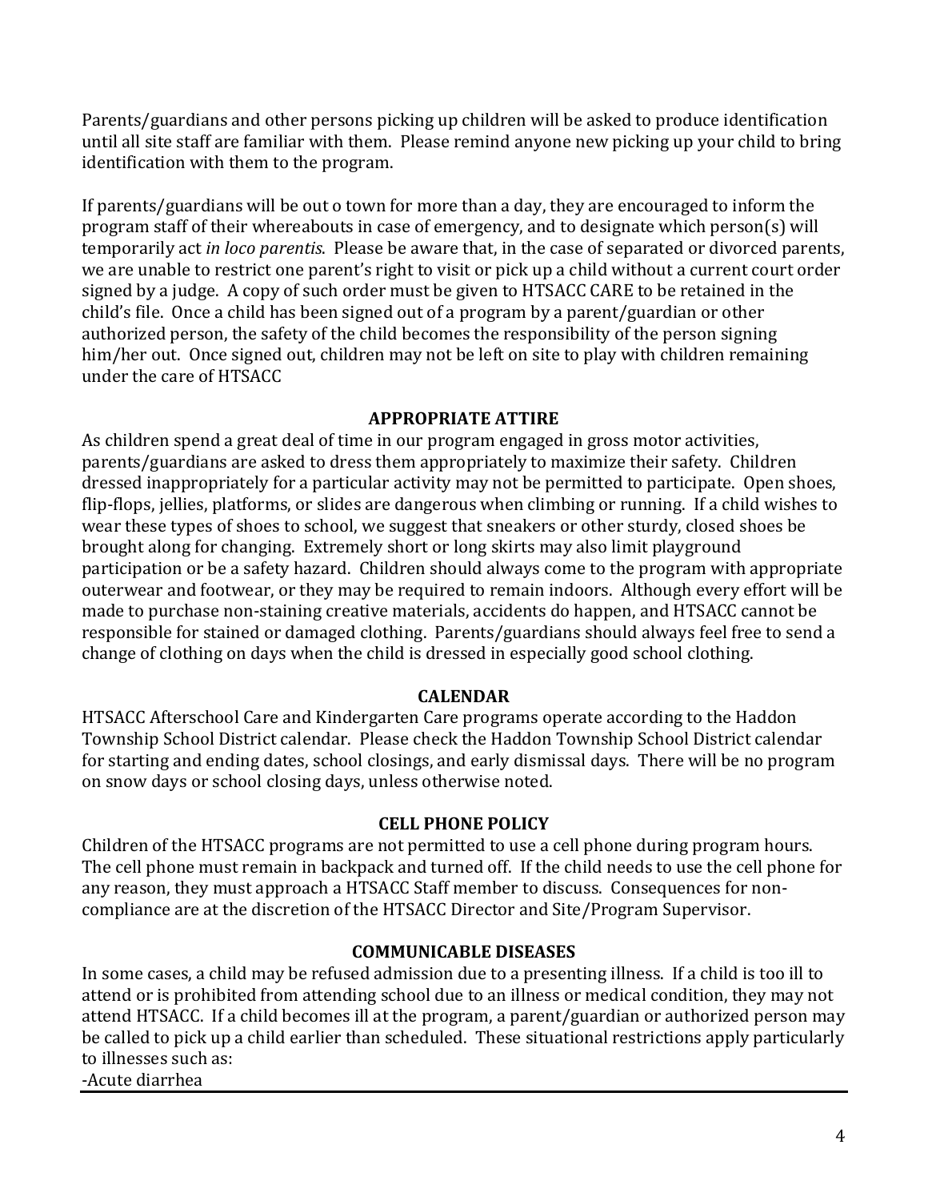Parents/guardians and other persons picking up children will be asked to produce identification until all site staff are familiar with them. Please remind anyone new picking up your child to bring identification with them to the program.

If parents/guardians will be out o town for more than a day, they are encouraged to inform the program staff of their whereabouts in case of emergency, and to designate which person(s) will temporarily act *in loco parentis*. Please be aware that, in the case of separated or divorced parents, we are unable to restrict one parent's right to visit or pick up a child without a current court order signed by a judge. A copy of such order must be given to HTSACC CARE to be retained in the child's file. Once a child has been signed out of a program by a parent/guardian or other authorized person, the safety of the child becomes the responsibility of the person signing him/her out. Once signed out, children may not be left on site to play with children remaining under the care of HTSACC

## APPROPRIATE ATTIRE

As children spend a great deal of time in our program engaged in gross motor activities, parents/guardians are asked to dress them appropriately to maximize their safety. Children dressed inappropriately for a particular activity may not be permitted to participate. Open shoes, flip-flops, jellies, platforms, or slides are dangerous when climbing or running. If a child wishes to wear these types of shoes to school, we suggest that sneakers or other sturdy, closed shoes be brought along for changing. Extremely short or long skirts may also limit playground participation or be a safety hazard. Children should always come to the program with appropriate outerwear and footwear, or they may be required to remain indoors. Although every effort will be made to purchase non-staining creative materials, accidents do happen, and HTSACC cannot be responsible for stained or damaged clothing. Parents/guardians should always feel free to send a change of clothing on days when the child is dressed in especially good school clothing.

## CALENDAR

HTSACC Afterschool Care and Kindergarten Care programs operate according to the Haddon Township School District calendar. Please check the Haddon Township School District calendar for starting and ending dates, school closings, and early dismissal days. There will be no program on snow days or school closing days, unless otherwise noted.

## CELL PHONE POLICY

Children of the HTSACC programs are not permitted to use a cell phone during program hours. The cell phone must remain in backpack and turned off. If the child needs to use the cell phone for any reason, they must approach a HTSACC Staff member to discuss. Consequences for non-compliance are at the discretion of the HTSACC Director and Site/Program Supervisor.

## COMMUNICABLE DISEASES

In some cases, a child may be refused admission due to a presenting illness. If a child is too ill to attend or is prohibited from attending school due to an illness or medical condition, they may not attend HTSACC. If a child becomes ill at the program, a parent/guardian or authorized person may be called to pick up a child earlier than scheduled. These situational restrictions apply particularly to illnesses such as:

-Acute diarrhea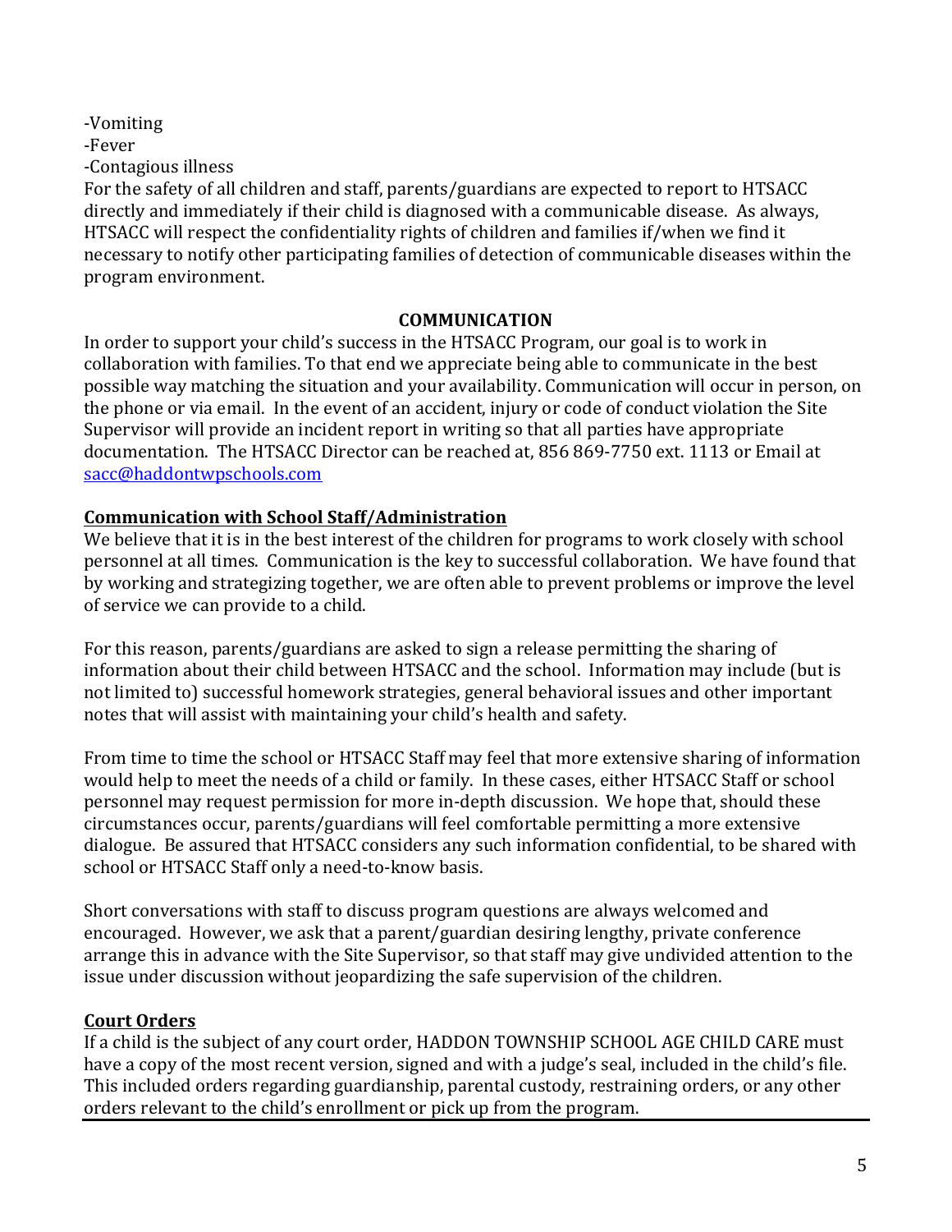-Vomiting
-Fever
-Contagious illness
For the safety of all children and staff, parents/guardians are expected to report to HTSACC directly and immediately if their child is diagnosed with a communicable disease. As always, HTSACC will respect the confidentiality rights of children and families if/when we find it necessary to notify other participating families of detection of communicable diseases within the program environment.

## COMMUNICATION

In order to support your child's success in the HTSACC Program, our goal is to work in collaboration with families. To that end we appreciate being able to communicate in the best possible way matching the situation and your availability. Communication will occur in person, on the phone or via email. In the event of an accident, injury or code of conduct violation the Site Supervisor will provide an incident report in writing so that all parties have appropriate documentation. The HTSACC Director can be reached at, 856 869-7750 ext. 1113 or Email at sacc@haddontwpschools.com

### Communication with School Staff/Administration

We believe that it is in the best interest of the children for programs to work closely with school personnel at all times. Communication is the key to successful collaboration. We have found that by working and strategizing together, we are often able to prevent problems or improve the level of service we can provide to a child.

For this reason, parents/guardians are asked to sign a release permitting the sharing of information about their child between HTSACC and the school. Information may include (but is not limited to) successful homework strategies, general behavioral issues and other important notes that will assist with maintaining your child's health and safety.

From time to time the school or HTSACC Staff may feel that more extensive sharing of information would help to meet the needs of a child or family. In these cases, either HTSACC Staff or school personnel may request permission for more in-depth discussion. We hope that, should these circumstances occur, parents/guardians will feel comfortable permitting a more extensive dialogue. Be assured that HTSACC considers any such information confidential, to be shared with school or HTSACC Staff only a need-to-know basis.

Short conversations with staff to discuss program questions are always welcomed and encouraged. However, we ask that a parent/guardian desiring lengthy, private conference arrange this in advance with the Site Supervisor, so that staff may give undivided attention to the issue under discussion without jeopardizing the safe supervision of the children.

### Court Orders

If a child is the subject of any court order, HADDON TOWNSHIP SCHOOL AGE CHILD CARE must have a copy of the most recent version, signed and with a judge's seal, included in the child's file. This included orders regarding guardianship, parental custody, restraining orders, or any other orders relevant to the child's enrollment or pick up from the program.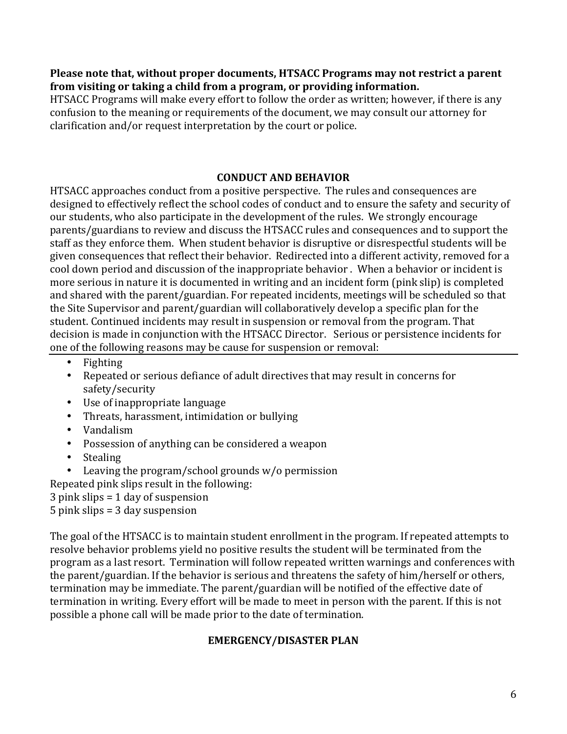**Please note that, without proper documents, HTSACC Programs may not restrict a parent from visiting or taking a child from a program, or providing information.**
HTSACC Programs will make every effort to follow the order as written; however, if there is any confusion to the meaning or requirements of the document, we may consult our attorney for clarification and/or request interpretation by the court or police.

## CONDUCT AND BEHAVIOR

HTSACC approaches conduct from a positive perspective. The rules and consequences are designed to effectively reflect the school codes of conduct and to ensure the safety and security of our students, who also participate in the development of the rules. We strongly encourage parents/guardians to review and discuss the HTSACC rules and consequences and to support the staff as they enforce them. When student behavior is disruptive or disrespectful students will be given consequences that reflect their behavior. Redirected into a different activity, removed for a cool down period and discussion of the inappropriate behavior . When a behavior or incident is more serious in nature it is documented in writing and an incident form (pink slip) is completed and shared with the parent/guardian. For repeated incidents, meetings will be scheduled so that the Site Supervisor and parent/guardian will collaboratively develop a specific plan for the student. Continued incidents may result in suspension or removal from the program. That decision is made in conjunction with the HTSACC Director. Serious or persistence incidents for one of the following reasons may be cause for suspension or removal:

- Fighting
- Repeated or serious defiance of adult directives that may result in concerns for safety/security
- Use of inappropriate language
- Threats, harassment, intimidation or bullying
- Vandalism
- Possession of anything can be considered a weapon
- Stealing
- Leaving the program/school grounds w/o permission

Repeated pink slips result in the following:
3 pink slips = 1 day of suspension
5 pink slips = 3 day suspension

The goal of the HTSACC is to maintain student enrollment in the program. If repeated attempts to resolve behavior problems yield no positive results the student will be terminated from the program as a last resort. Termination will follow repeated written warnings and conferences with the parent/guardian. If the behavior is serious and threatens the safety of him/herself or others, termination may be immediate. The parent/guardian will be notified of the effective date of termination in writing. Every effort will be made to meet in person with the parent. If this is not possible a phone call will be made prior to the date of termination.

## EMERGENCY/DISASTER PLAN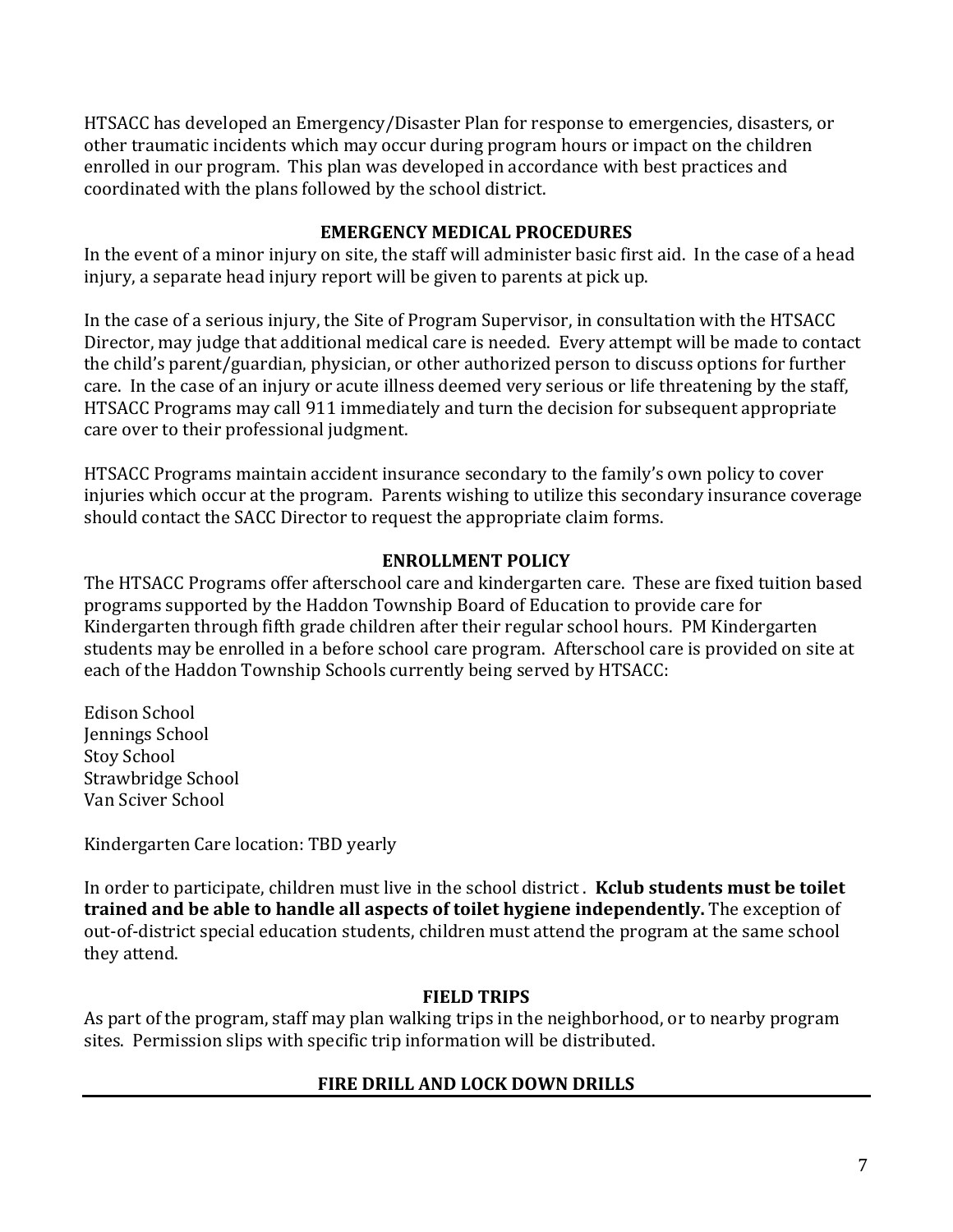HTSACC has developed an Emergency/Disaster Plan for response to emergencies, disasters, or other traumatic incidents which may occur during program hours or impact on the children enrolled in our program. This plan was developed in accordance with best practices and coordinated with the plans followed by the school district.

## EMERGENCY MEDICAL PROCEDURES

In the event of a minor injury on site, the staff will administer basic first aid. In the case of a head injury, a separate head injury report will be given to parents at pick up.

In the case of a serious injury, the Site of Program Supervisor, in consultation with the HTSACC Director, may judge that additional medical care is needed. Every attempt will be made to contact the child's parent/guardian, physician, or other authorized person to discuss options for further care. In the case of an injury or acute illness deemed very serious or life threatening by the staff, HTSACC Programs may call 911 immediately and turn the decision for subsequent appropriate care over to their professional judgment.

HTSACC Programs maintain accident insurance secondary to the family's own policy to cover injuries which occur at the program. Parents wishing to utilize this secondary insurance coverage should contact the SACC Director to request the appropriate claim forms.

## ENROLLMENT POLICY

The HTSACC Programs offer afterschool care and kindergarten care. These are fixed tuition based programs supported by the Haddon Township Board of Education to provide care for Kindergarten through fifth grade children after their regular school hours. PM Kindergarten students may be enrolled in a before school care program. Afterschool care is provided on site at each of the Haddon Township Schools currently being served by HTSACC:

Edison School
Jennings School
Stoy School
Strawbridge School
Van Sciver School

Kindergarten Care location: TBD yearly

In order to participate, children must live in the school district . **Kclub students must be toilet trained and be able to handle all aspects of toilet hygiene independently.** The exception of out-of-district special education students, children must attend the program at the same school they attend.

## FIELD TRIPS

As part of the program, staff may plan walking trips in the neighborhood, or to nearby program sites. Permission slips with specific trip information will be distributed.

## FIRE DRILL AND LOCK DOWN DRILLS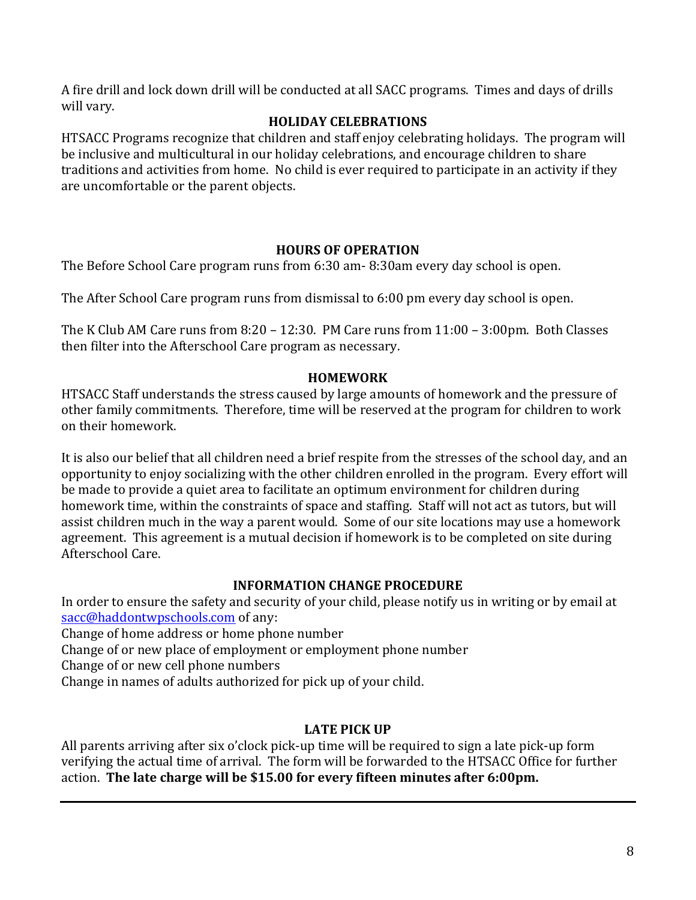A fire drill and lock down drill will be conducted at all SACC programs. Times and days of drills will vary.

## HOLIDAY CELEBRATIONS

HTSACC Programs recognize that children and staff enjoy celebrating holidays. The program will be inclusive and multicultural in our holiday celebrations, and encourage children to share traditions and activities from home. No child is ever required to participate in an activity if they are uncomfortable or the parent objects.

## HOURS OF OPERATION

The Before School Care program runs from 6:30 am- 8:30am every day school is open.

The After School Care program runs from dismissal to 6:00 pm every day school is open.

The K Club AM Care runs from 8:20 – 12:30. PM Care runs from 11:00 – 3:00pm. Both Classes then filter into the Afterschool Care program as necessary.

## HOMEWORK

HTSACC Staff understands the stress caused by large amounts of homework and the pressure of other family commitments. Therefore, time will be reserved at the program for children to work on their homework.

It is also our belief that all children need a brief respite from the stresses of the school day, and an opportunity to enjoy socializing with the other children enrolled in the program. Every effort will be made to provide a quiet area to facilitate an optimum environment for children during homework time, within the constraints of space and staffing. Staff will not act as tutors, but will assist children much in the way a parent would. Some of our site locations may use a homework agreement. This agreement is a mutual decision if homework is to be completed on site during Afterschool Care.

## INFORMATION CHANGE PROCEDURE

In order to ensure the safety and security of your child, please notify us in writing or by email at sacc@haddontwpschools.com of any:

Change of home address or home phone number
Change of or new place of employment or employment phone number
Change of or new cell phone numbers
Change in names of adults authorized for pick up of your child.

## LATE PICK UP

All parents arriving after six o'clock pick-up time will be required to sign a late pick-up form verifying the actual time of arrival. The form will be forwarded to the HTSACC Office for further action. **The late charge will be $15.00 for every fifteen minutes after 6:00pm.**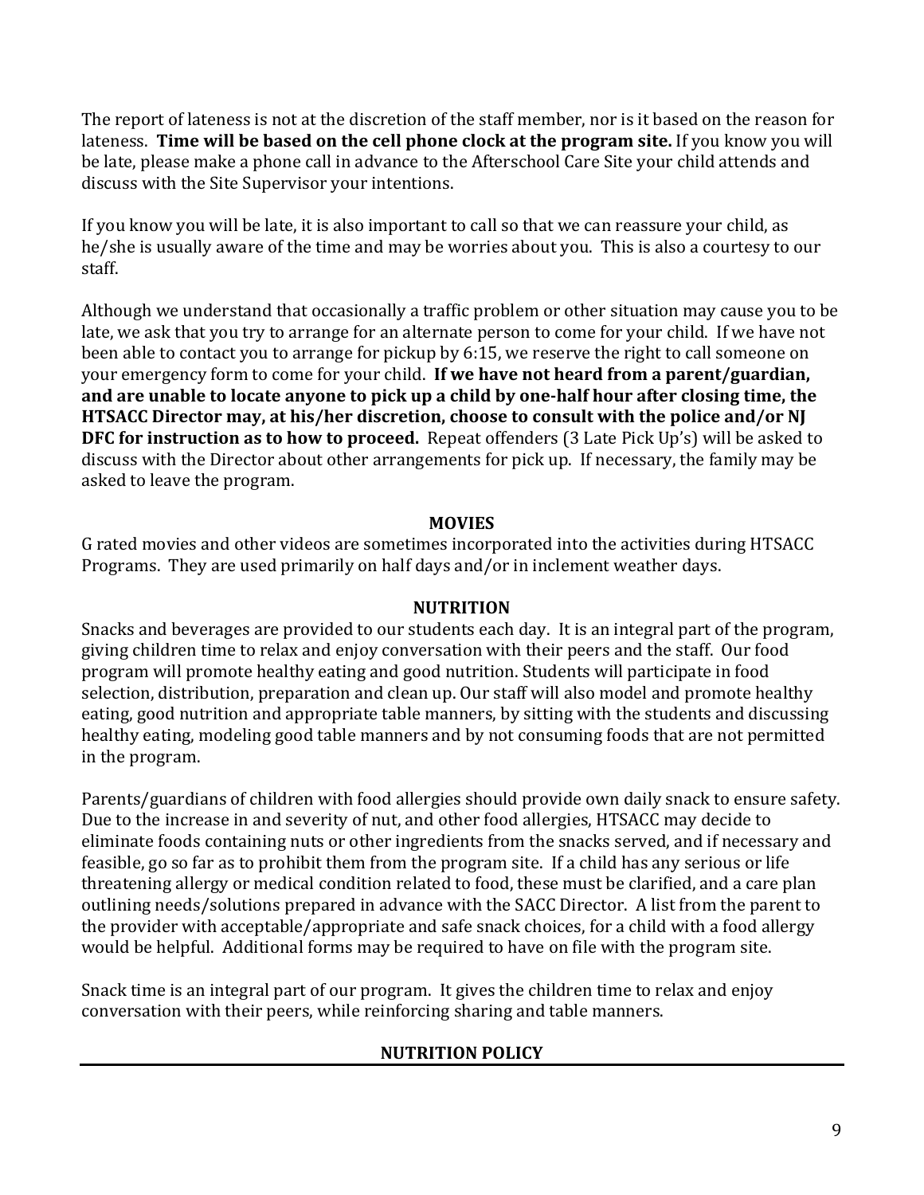The report of lateness is not at the discretion of the staff member, nor is it based on the reason for lateness. **Time will be based on the cell phone clock at the program site.** If you know you will be late, please make a phone call in advance to the Afterschool Care Site your child attends and discuss with the Site Supervisor your intentions.

If you know you will be late, it is also important to call so that we can reassure your child, as he/she is usually aware of the time and may be worries about you. This is also a courtesy to our staff.

Although we understand that occasionally a traffic problem or other situation may cause you to be late, we ask that you try to arrange for an alternate person to come for your child. If we have not been able to contact you to arrange for pickup by 6:15, we reserve the right to call someone on your emergency form to come for your child. **If we have not heard from a parent/guardian, and are unable to locate anyone to pick up a child by one-half hour after closing time, the HTSACC Director may, at his/her discretion, choose to consult with the police and/or NJ DFC for instruction as to how to proceed.** Repeat offenders (3 Late Pick Up's) will be asked to discuss with the Director about other arrangements for pick up. If necessary, the family may be asked to leave the program.

## MOVIES

G rated movies and other videos are sometimes incorporated into the activities during HTSACC Programs. They are used primarily on half days and/or in inclement weather days.

## NUTRITION

Snacks and beverages are provided to our students each day. It is an integral part of the program, giving children time to relax and enjoy conversation with their peers and the staff. Our food program will promote healthy eating and good nutrition. Students will participate in food selection, distribution, preparation and clean up. Our staff will also model and promote healthy eating, good nutrition and appropriate table manners, by sitting with the students and discussing healthy eating, modeling good table manners and by not consuming foods that are not permitted in the program.

Parents/guardians of children with food allergies should provide own daily snack to ensure safety. Due to the increase in and severity of nut, and other food allergies, HTSACC may decide to eliminate foods containing nuts or other ingredients from the snacks served, and if necessary and feasible, go so far as to prohibit them from the program site. If a child has any serious or life threatening allergy or medical condition related to food, these must be clarified, and a care plan outlining needs/solutions prepared in advance with the SACC Director. A list from the parent to the provider with acceptable/appropriate and safe snack choices, for a child with a food allergy would be helpful. Additional forms may be required to have on file with the program site.

Snack time is an integral part of our program. It gives the children time to relax and enjoy conversation with their peers, while reinforcing sharing and table manners.

## NUTRITION POLICY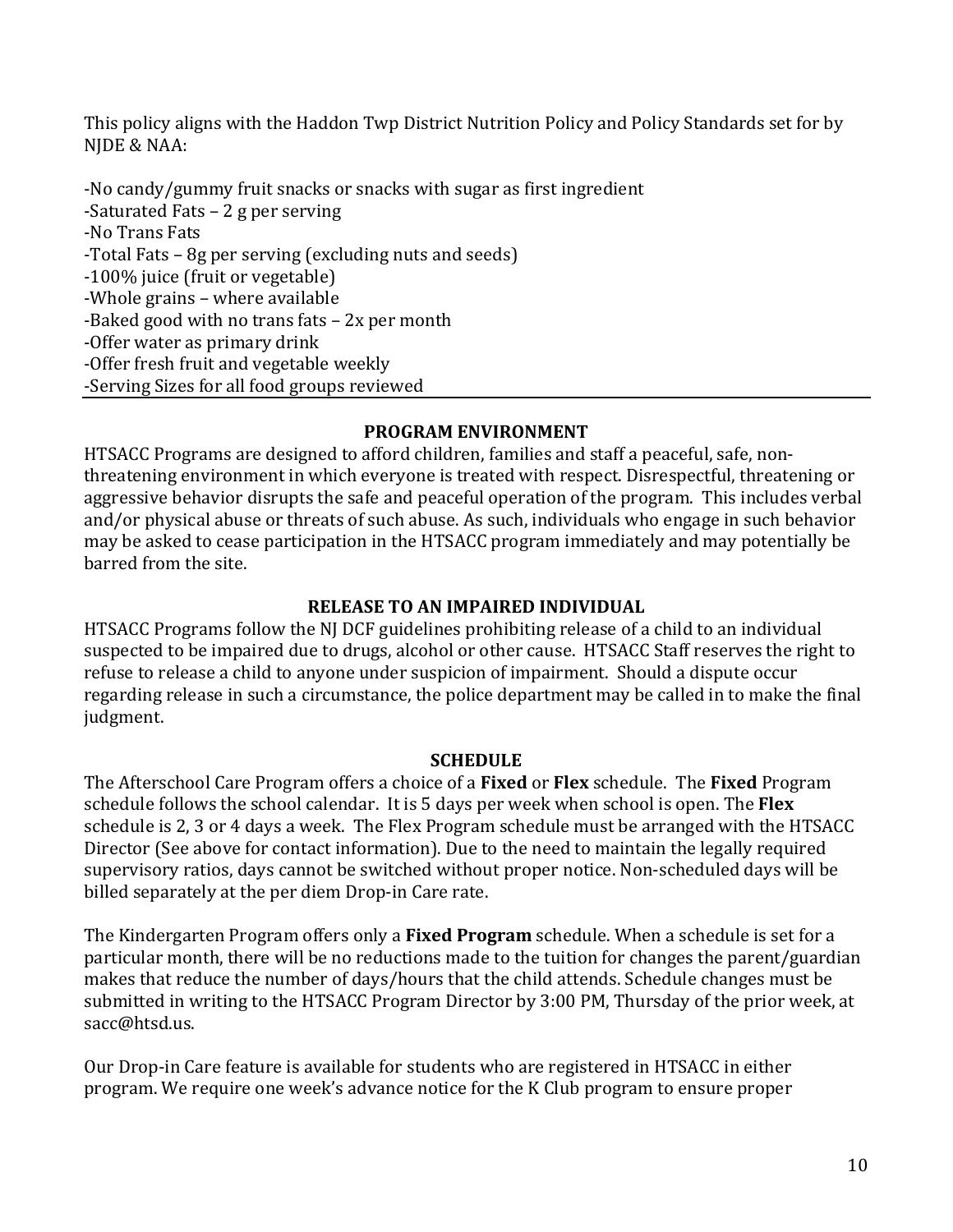This policy aligns with the Haddon Twp District Nutrition Policy and Policy Standards set for by NJDE & NAA:

-No candy/gummy fruit snacks or snacks with sugar as first ingredient  
-Saturated Fats – 2 g per serving  
-No Trans Fats  
-Total Fats – 8g per serving (excluding nuts and seeds)  
-100% juice (fruit or vegetable)  
-Whole grains – where available  
-Baked good with no trans fats – 2x per month  
-Offer water as primary drink  
-Offer fresh fruit and vegetable weekly  
-Serving Sizes for all food groups reviewed

---

## PROGRAM ENVIRONMENT

HTSACC Programs are designed to afford children, families and staff a peaceful, safe, non-threatening environment in which everyone is treated with respect. Disrespectful, threatening or aggressive behavior disrupts the safe and peaceful operation of the program. This includes verbal and/or physical abuse or threats of such abuse. As such, individuals who engage in such behavior may be asked to cease participation in the HTSACC program immediately and may potentially be barred from the site.

## RELEASE TO AN IMPAIRED INDIVIDUAL

HTSACC Programs follow the NJ DCF guidelines prohibiting release of a child to an individual suspected to be impaired due to drugs, alcohol or other cause. HTSACC Staff reserves the right to refuse to release a child to anyone under suspicion of impairment. Should a dispute occur regarding release in such a circumstance, the police department may be called in to make the final judgment.

## SCHEDULE

The Afterschool Care Program offers a choice of a **Fixed** or **Flex** schedule. The **Fixed** Program schedule follows the school calendar. It is 5 days per week when school is open. The **Flex** schedule is 2, 3 or 4 days a week. The Flex Program schedule must be arranged with the HTSACC Director (See above for contact information). Due to the need to maintain the legally required supervisory ratios, days cannot be switched without proper notice. Non-scheduled days will be billed separately at the per diem Drop-in Care rate.

The Kindergarten Program offers only a **Fixed Program** schedule. When a schedule is set for a particular month, there will be no reductions made to the tuition for changes the parent/guardian makes that reduce the number of days/hours that the child attends. Schedule changes must be submitted in writing to the HTSACC Program Director by 3:00 PM, Thursday of the prior week, at sacc@htsd.us.

Our Drop-in Care feature is available for students who are registered in HTSACC in either program. We require one week's advance notice for the K Club program to ensure proper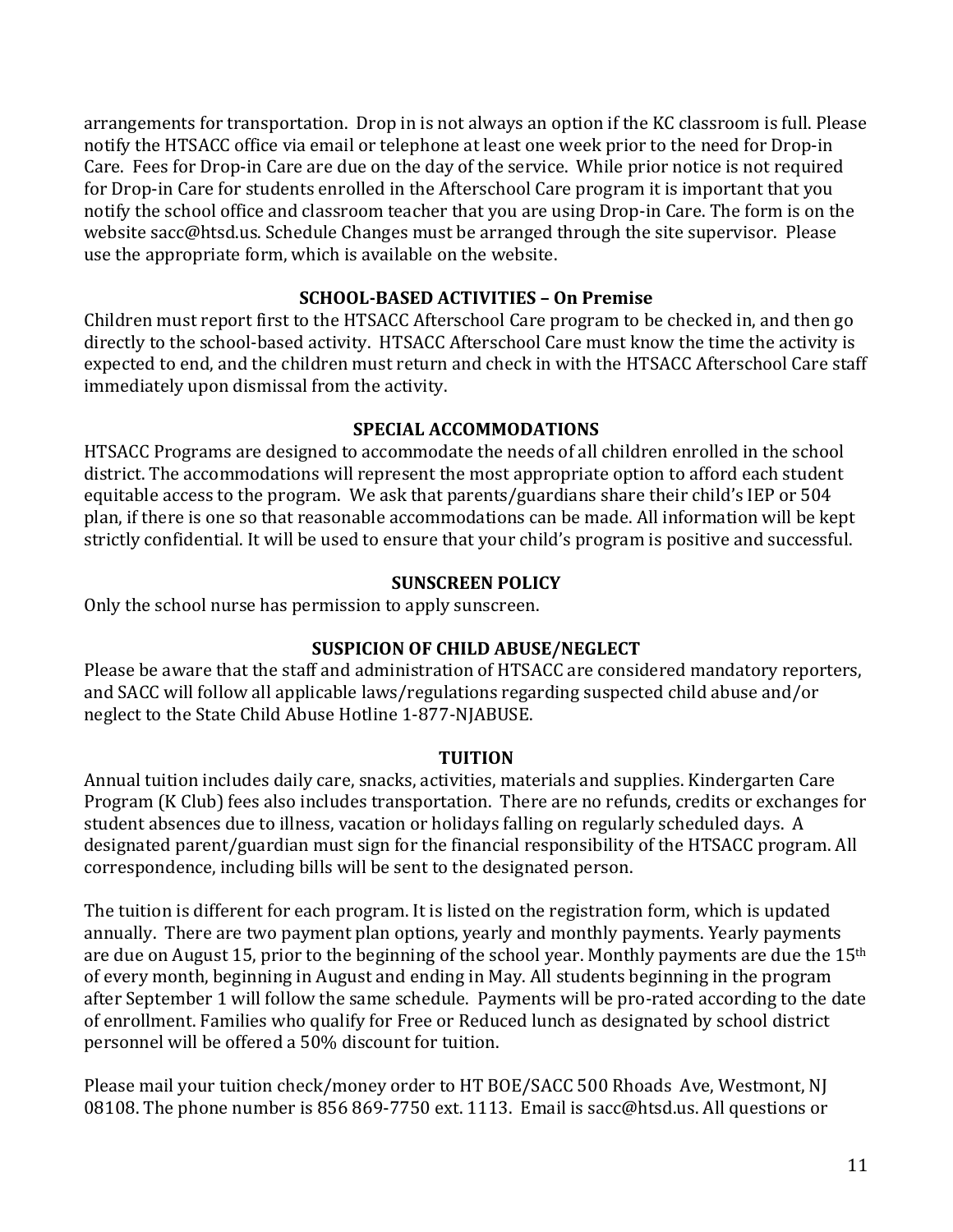arrangements for transportation. Drop in is not always an option if the KC classroom is full. Please notify the HTSACC office via email or telephone at least one week prior to the need for Drop-in Care. Fees for Drop-in Care are due on the day of the service. While prior notice is not required for Drop-in Care for students enrolled in the Afterschool Care program it is important that you notify the school office and classroom teacher that you are using Drop-in Care. The form is on the website sacc@htsd.us. Schedule Changes must be arranged through the site supervisor. Please use the appropriate form, which is available on the website.

### SCHOOL-BASED ACTIVITIES – On Premise

Children must report first to the HTSACC Afterschool Care program to be checked in, and then go directly to the school-based activity. HTSACC Afterschool Care must know the time the activity is expected to end, and the children must return and check in with the HTSACC Afterschool Care staff immediately upon dismissal from the activity.

### SPECIAL ACCOMMODATIONS

HTSACC Programs are designed to accommodate the needs of all children enrolled in the school district. The accommodations will represent the most appropriate option to afford each student equitable access to the program. We ask that parents/guardians share their child's IEP or 504 plan, if there is one so that reasonable accommodations can be made. All information will be kept strictly confidential. It will be used to ensure that your child's program is positive and successful.

### SUNSCREEN POLICY

Only the school nurse has permission to apply sunscreen.

### SUSPICION OF CHILD ABUSE/NEGLECT

Please be aware that the staff and administration of HTSACC are considered mandatory reporters, and SACC will follow all applicable laws/regulations regarding suspected child abuse and/or neglect to the State Child Abuse Hotline 1-877-NJABUSE.

### TUITION

Annual tuition includes daily care, snacks, activities, materials and supplies. Kindergarten Care Program (K Club) fees also includes transportation. There are no refunds, credits or exchanges for student absences due to illness, vacation or holidays falling on regularly scheduled days. A designated parent/guardian must sign for the financial responsibility of the HTSACC program. All correspondence, including bills will be sent to the designated person.

The tuition is different for each program. It is listed on the registration form, which is updated annually. There are two payment plan options, yearly and monthly payments. Yearly payments are due on August 15, prior to the beginning of the school year. Monthly payments are due the 15th of every month, beginning in August and ending in May. All students beginning in the program after September 1 will follow the same schedule. Payments will be pro-rated according to the date of enrollment. Families who qualify for Free or Reduced lunch as designated by school district personnel will be offered a 50% discount for tuition.

Please mail your tuition check/money order to HT BOE/SACC 500 Rhoads Ave, Westmont, NJ 08108. The phone number is 856 869-7750 ext. 1113. Email is sacc@htsd.us. All questions or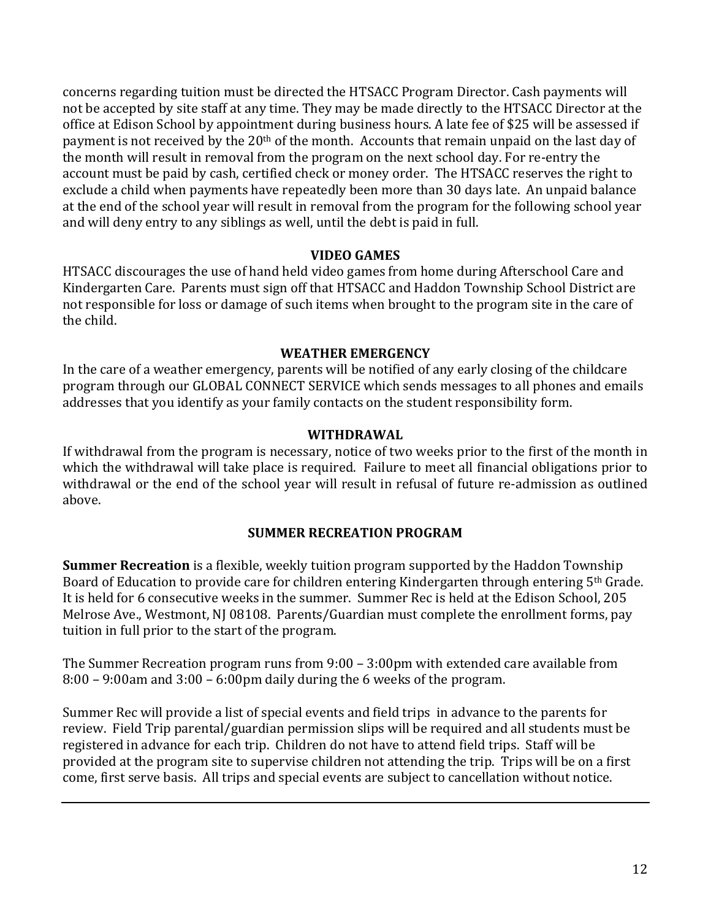concerns regarding tuition must be directed the HTSACC Program Director. Cash payments will not be accepted by site staff at any time. They may be made directly to the HTSACC Director at the office at Edison School by appointment during business hours. A late fee of $25 will be assessed if payment is not received by the 20th of the month. Accounts that remain unpaid on the last day of the month will result in removal from the program on the next school day. For re-entry the account must be paid by cash, certified check or money order. The HTSACC reserves the right to exclude a child when payments have repeatedly been more than 30 days late. An unpaid balance at the end of the school year will result in removal from the program for the following school year and will deny entry to any siblings as well, until the debt is paid in full.

## VIDEO GAMES

HTSACC discourages the use of hand held video games from home during Afterschool Care and Kindergarten Care. Parents must sign off that HTSACC and Haddon Township School District are not responsible for loss or damage of such items when brought to the program site in the care of the child.

## WEATHER EMERGENCY

In the care of a weather emergency, parents will be notified of any early closing of the childcare program through our GLOBAL CONNECT SERVICE which sends messages to all phones and emails addresses that you identify as your family contacts on the student responsibility form.

## WITHDRAWAL

If withdrawal from the program is necessary, notice of two weeks prior to the first of the month in which the withdrawal will take place is required. Failure to meet all financial obligations prior to withdrawal or the end of the school year will result in refusal of future re-admission as outlined above.

## SUMMER RECREATION PROGRAM

**Summer Recreation** is a flexible, weekly tuition program supported by the Haddon Township Board of Education to provide care for children entering Kindergarten through entering 5th Grade. It is held for 6 consecutive weeks in the summer. Summer Rec is held at the Edison School, 205 Melrose Ave., Westmont, NJ 08108. Parents/Guardian must complete the enrollment forms, pay tuition in full prior to the start of the program.

The Summer Recreation program runs from 9:00 – 3:00pm with extended care available from 8:00 – 9:00am and 3:00 – 6:00pm daily during the 6 weeks of the program.

Summer Rec will provide a list of special events and field trips in advance to the parents for review. Field Trip parental/guardian permission slips will be required and all students must be registered in advance for each trip. Children do not have to attend field trips. Staff will be provided at the program site to supervise children not attending the trip. Trips will be on a first come, first serve basis. All trips and special events are subject to cancellation without notice.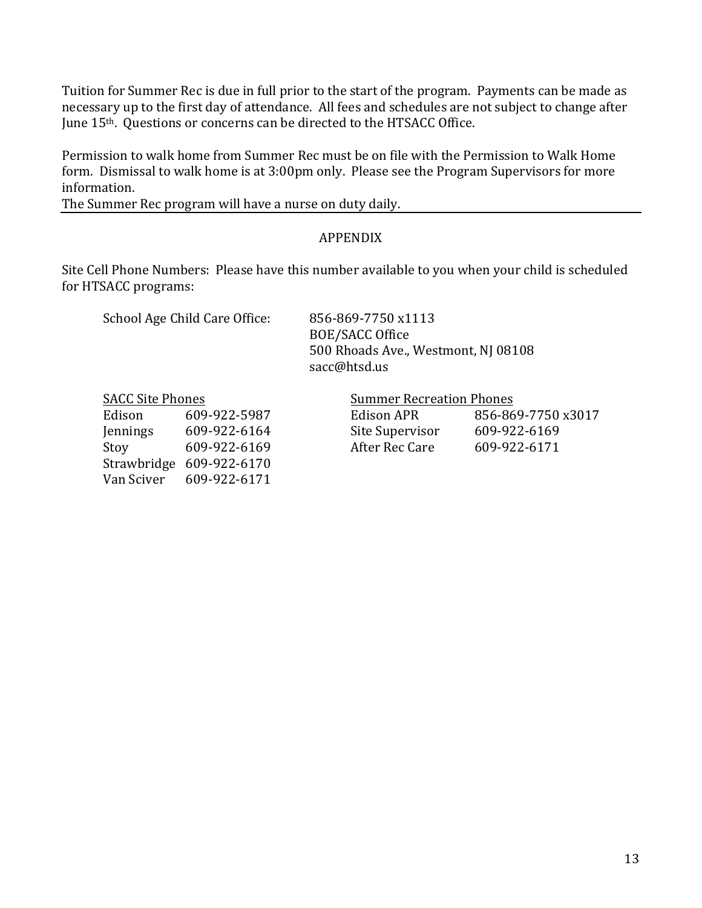Tuition for Summer Rec is due in full prior to the start of the program. Payments can be made as necessary up to the first day of attendance. All fees and schedules are not subject to change after June 15th. Questions or concerns can be directed to the HTSACC Office.

Permission to walk home from Summer Rec must be on file with the Permission to Walk Home form. Dismissal to walk home is at 3:00pm only. Please see the Program Supervisors for more information.

The Summer Rec program will have a nurse on duty daily.

---

## APPENDIX

Site Cell Phone Numbers: Please have this number available to you when your child is scheduled for HTSACC programs:

School Age Child Care Office:

856-869-7750 x1113
BOE/SACC Office
500 Rhoads Ave., Westmont, NJ 08108
sacc@htsd.us

**SACC Site Phones**

| Site | Phone |
| --- | --- |
| Edison | 609-922-5987 |
| Jennings | 609-922-6164 |
| Stoy | 609-922-6169 |
| Strawbridge | 609-922-6170 |
| Van Sciver | 609-922-6171 |

**Summer Recreation Phones**

| Site | Phone |
| --- | --- |
| Edison APR | 856-869-7750 x3017 |
| Site Supervisor | 609-922-6169 |
| After Rec Care | 609-922-6171 |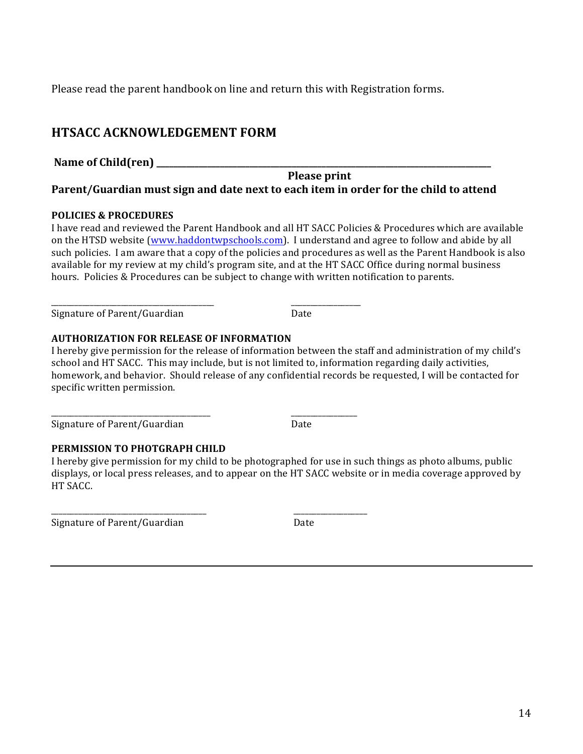Please read the parent handbook on line and return this with Registration forms.

## HTSACC ACKNOWLEDGEMENT FORM

**Name of Child(ren) \_\_\_\_\_\_\_\_\_\_\_\_\_\_\_\_\_\_\_\_\_\_\_\_\_\_\_\_\_\_\_\_\_\_\_\_\_\_\_\_\_\_\_\_\_\_\_\_\_\_\_\_\_\_\_\_\_\_\_\_\_\_\_\_\_**

**Please print**

**Parent/Guardian must sign and date next to each item in order for the child to attend**

**POLICIES & PROCEDURES**

I have read and reviewed the Parent Handbook and all HT SACC Policies & Procedures which are available on the HTSD website (www.haddontwpschools.com). I understand and agree to follow and abide by all such policies. I am aware that a copy of the policies and procedures as well as the Parent Handbook is also available for my review at my child's program site, and at the HT SACC Office during normal business hours. Policies & Procedures can be subject to change with written notification to parents.

\_\_\_\_\_\_\_\_\_\_\_\_\_\_\_\_\_\_\_\_\_\_\_\_\_\_\_\_\_\_\_\_\_\_\_\_\_\_\_ \_\_\_\_\_\_\_\_\_\_\_\_\_\_\_\_\_

Signature of Parent/Guardian Date

**AUTHORIZATION FOR RELEASE OF INFORMATION**

I hereby give permission for the release of information between the staff and administration of my child's school and HT SACC. This may include, but is not limited to, information regarding daily activities, homework, and behavior. Should release of any confidential records be requested, I will be contacted for specific written permission.

\_\_\_\_\_\_\_\_\_\_\_\_\_\_\_\_\_\_\_\_\_\_\_\_\_\_\_\_\_\_\_\_\_\_\_\_\_\_\_ \_\_\_\_\_\_\_\_\_\_\_\_\_\_\_\_\_

Signature of Parent/Guardian Date

**PERMISSION TO PHOTGRAPH CHILD**

I hereby give permission for my child to be photographed for use in such things as photo albums, public displays, or local press releases, and to appear on the HT SACC website or in media coverage approved by HT SACC.

\_\_\_\_\_\_\_\_\_\_\_\_\_\_\_\_\_\_\_\_\_\_\_\_\_\_\_\_\_\_\_\_\_\_\_\_\_\_\_ \_\_\_\_\_\_\_\_\_\_\_\_\_\_\_\_\_

Signature of Parent/Guardian Date

---